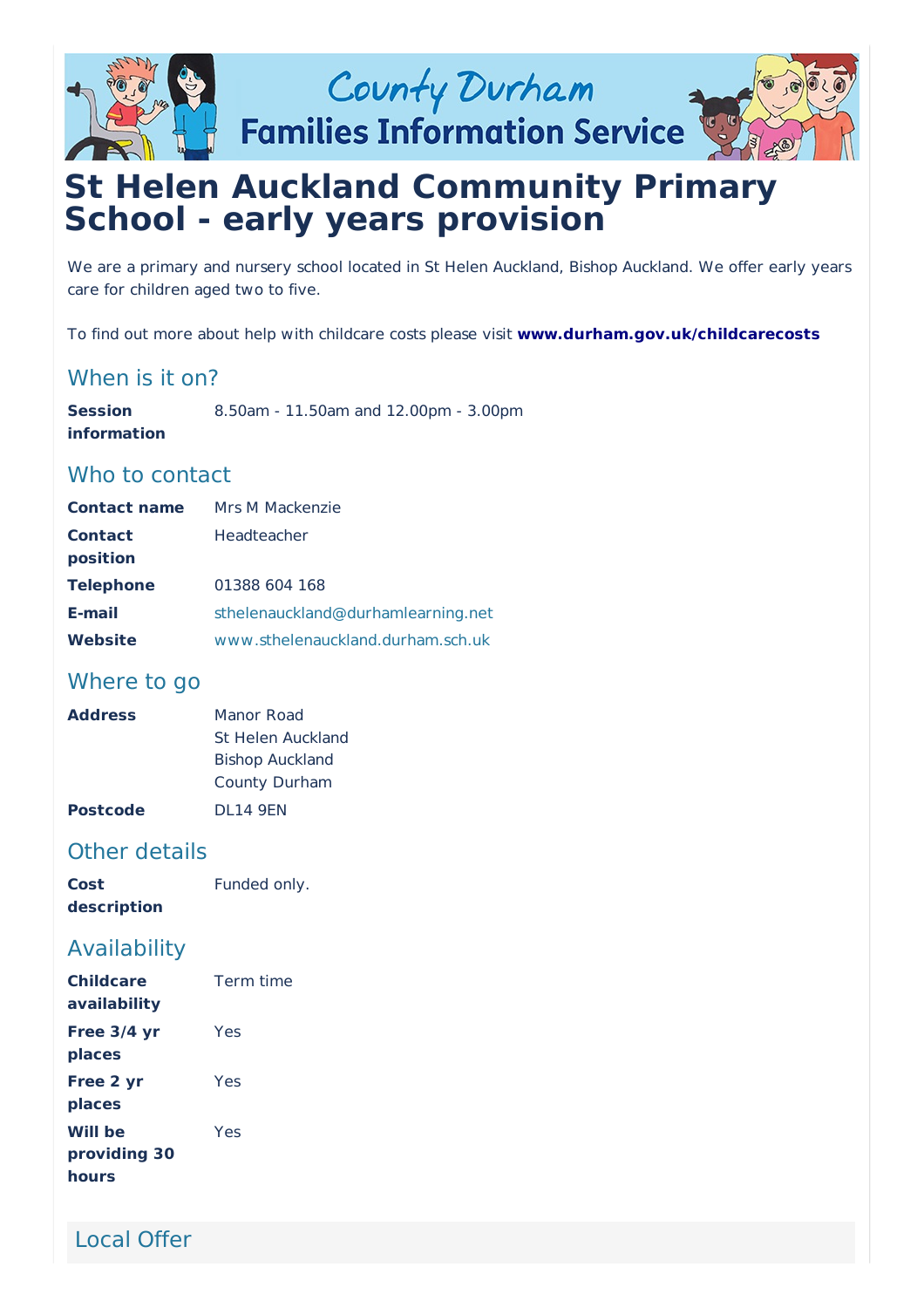# St Helen Auckland Community Primary School - early years provision

We are a primary and nursery school located in St Helen Auckland, Bishop Auckland. We offer early years care for children aged two to five.

To find out more about help with childcare costs please visit **www.durham.gov.uk/childcarecosts**

## When is it on?

| | |
|---|---|
| **Session information** | 8.50am - 11.50am and 12.00pm - 3.00pm |

## Who to contact

| | |
|---|---|
| **Contact name** | Mrs M Mackenzie |
| **Contact position** | Headteacher |
| **Telephone** | 01388 604 168 |
| **E-mail** | sthelenauckland@durhamlearning.net |
| **Website** | www.sthelenauckland.durham.sch.uk |

## Where to go

| | |
|---|---|
| **Address** | Manor Road<br>St Helen Auckland<br>Bishop Auckland<br>County Durham |
| **Postcode** | DL14 9EN |

## Other details

| | |
|---|---|
| **Cost description** | Funded only. |

## Availability

| | |
|---|---|
| **Childcare availability** | Term time |
| **Free 3/4 yr places** | Yes |
| **Free 2 yr places** | Yes |
| **Will be providing 30 hours** | Yes |

## Local Offer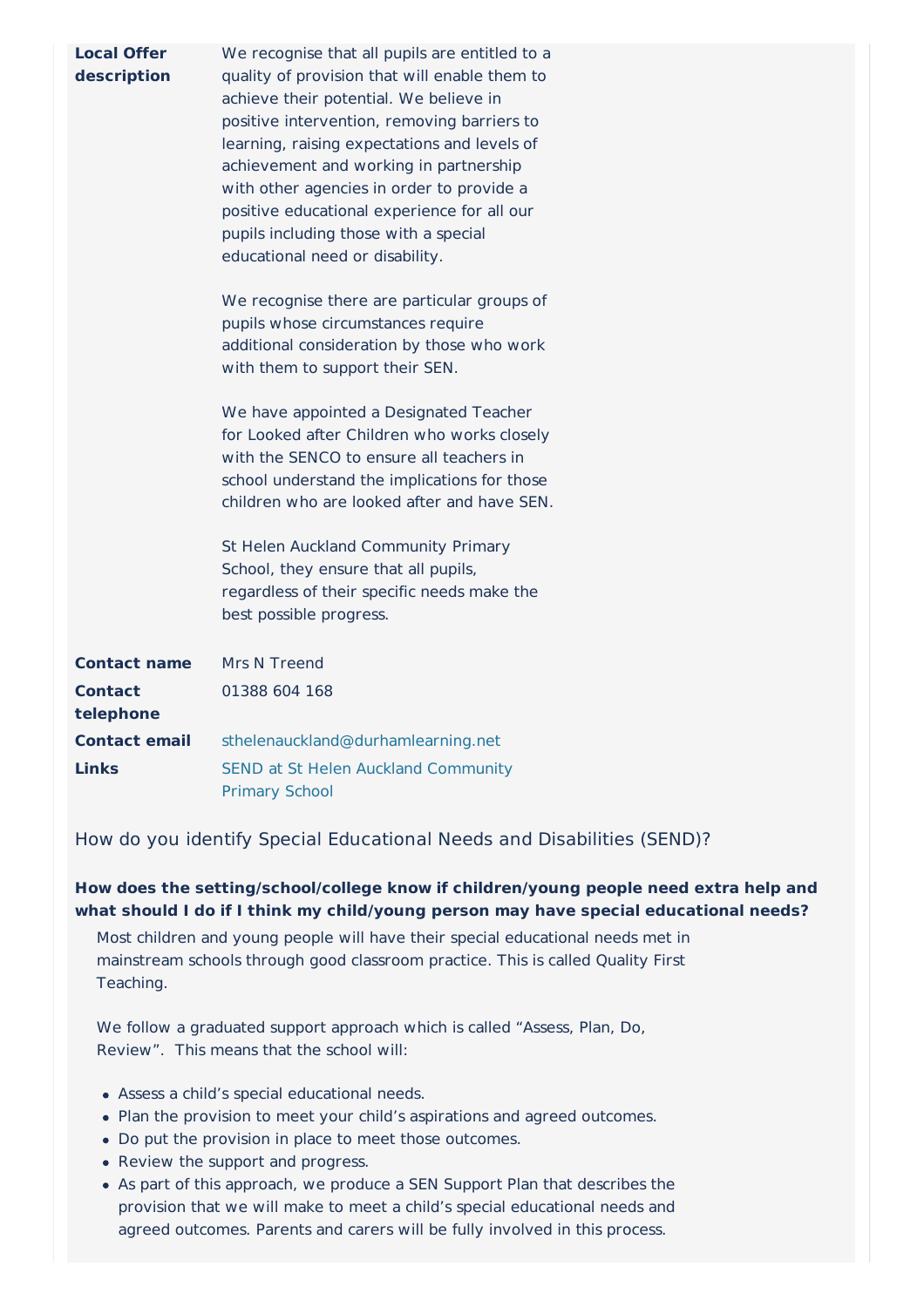| | |
|---|---|
| **Local Offer description** | We recognise that all pupils are entitled to a quality of provision that will enable them to achieve their potential. We believe in positive intervention, removing barriers to learning, raising expectations and levels of achievement and working in partnership with other agencies in order to provide a positive educational experience for all our pupils including those with a special educational need or disability.<br><br>We recognise there are particular groups of pupils whose circumstances require additional consideration by those who work with them to support their SEN.<br><br>We have appointed a Designated Teacher for Looked after Children who works closely with the SENCO to ensure all teachers in school understand the implications for those children who are looked after and have SEN.<br><br>St Helen Auckland Community Primary School, they ensure that all pupils, regardless of their specific needs make the best possible progress. |
| **Contact name** | Mrs N Treend |
| **Contact telephone** | 01388 604 168 |
| **Contact email** | sthelenauckland@durhamlearning.net |
| **Links** | SEND at St Helen Auckland Community Primary School |

## How do you identify Special Educational Needs and Disabilities (SEND)?

**How does the setting/school/college know if children/young people need extra help and what should I do if I think my child/young person may have special educational needs?**

Most children and young people will have their special educational needs met in mainstream schools through good classroom practice. This is called Quality First Teaching.

We follow a graduated support approach which is called “Assess, Plan, Do, Review”. This means that the school will:

- Assess a child’s special educational needs.
- Plan the provision to meet your child’s aspirations and agreed outcomes.
- Do put the provision in place to meet those outcomes.
- Review the support and progress.
- As part of this approach, we produce a SEN Support Plan that describes the provision that we will make to meet a child’s special educational needs and agreed outcomes. Parents and carers will be fully involved in this process.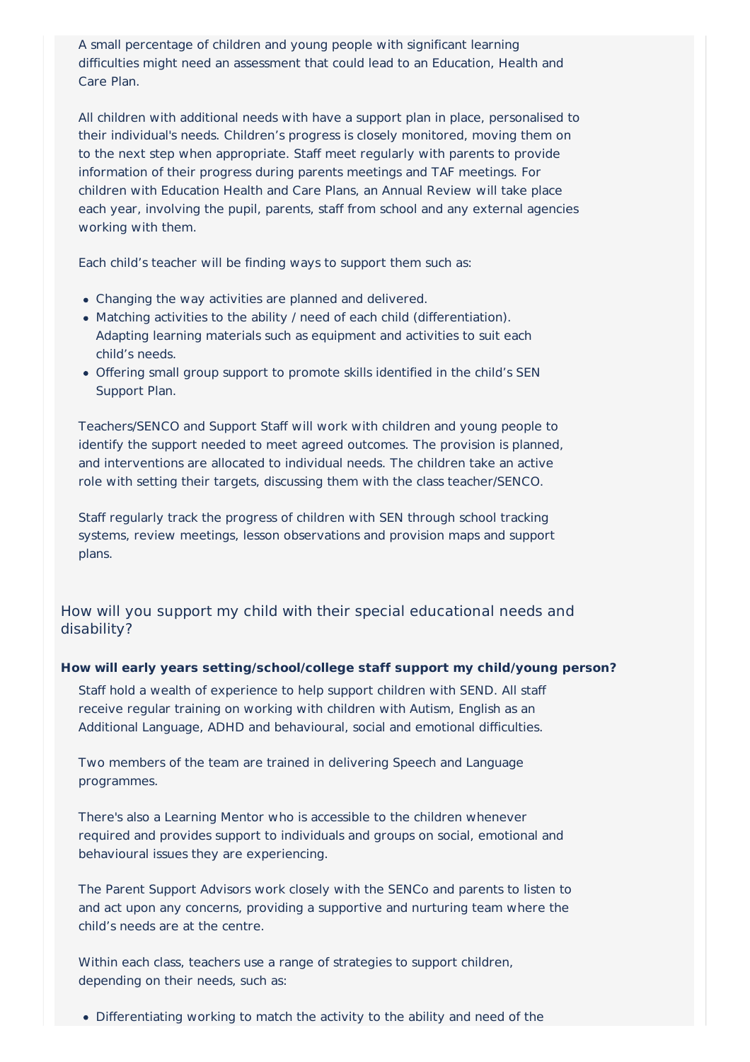A small percentage of children and young people with significant learning difficulties might need an assessment that could lead to an Education, Health and Care Plan.

All children with additional needs with have a support plan in place, personalised to their individual's needs. Children's progress is closely monitored, moving them on to the next step when appropriate. Staff meet regularly with parents to provide information of their progress during parents meetings and TAF meetings. For children with Education Health and Care Plans, an Annual Review will take place each year, involving the pupil, parents, staff from school and any external agencies working with them.

Each child's teacher will be finding ways to support them such as:

- Changing the way activities are planned and delivered.
- Matching activities to the ability / need of each child (differentiation). Adapting learning materials such as equipment and activities to suit each child's needs.
- Offering small group support to promote skills identified in the child's SEN Support Plan.

Teachers/SENCO and Support Staff will work with children and young people to identify the support needed to meet agreed outcomes. The provision is planned, and interventions are allocated to individual needs. The children take an active role with setting their targets, discussing them with the class teacher/SENCO.

Staff regularly track the progress of children with SEN through school tracking systems, review meetings, lesson observations and provision maps and support plans.

## How will you support my child with their special educational needs and disability?

**How will early years setting/school/college staff support my child/young person?**

Staff hold a wealth of experience to help support children with SEND. All staff receive regular training on working with children with Autism, English as an Additional Language, ADHD and behavioural, social and emotional difficulties.

Two members of the team are trained in delivering Speech and Language programmes.

There's also a Learning Mentor who is accessible to the children whenever required and provides support to individuals and groups on social, emotional and behavioural issues they are experiencing.

The Parent Support Advisors work closely with the SENCo and parents to listen to and act upon any concerns, providing a supportive and nurturing team where the child's needs are at the centre.

Within each class, teachers use a range of strategies to support children, depending on their needs, such as:

- Differentiating working to match the activity to the ability and need of the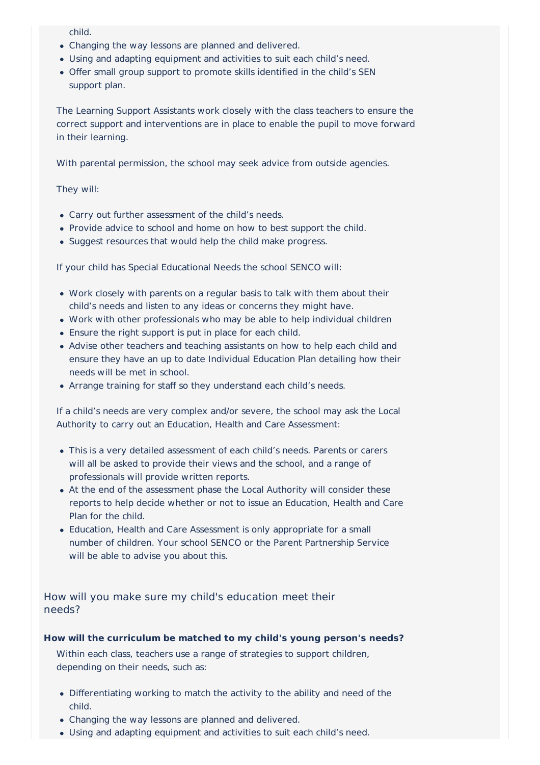child.

- Changing the way lessons are planned and delivered.
- Using and adapting equipment and activities to suit each child's need.
- Offer small group support to promote skills identified in the child's SEN support plan.

The Learning Support Assistants work closely with the class teachers to ensure the correct support and interventions are in place to enable the pupil to move forward in their learning.

With parental permission, the school may seek advice from outside agencies.

They will:

- Carry out further assessment of the child's needs.
- Provide advice to school and home on how to best support the child.
- Suggest resources that would help the child make progress.

If your child has Special Educational Needs the school SENCO will:

- Work closely with parents on a regular basis to talk with them about their child's needs and listen to any ideas or concerns they might have.
- Work with other professionals who may be able to help individual children
- Ensure the right support is put in place for each child.
- Advise other teachers and teaching assistants on how to help each child and ensure they have an up to date Individual Education Plan detailing how their needs will be met in school.
- Arrange training for staff so they understand each child's needs.

If a child's needs are very complex and/or severe, the school may ask the Local Authority to carry out an Education, Health and Care Assessment:

- This is a very detailed assessment of each child's needs. Parents or carers will all be asked to provide their views and the school, and a range of professionals will provide written reports.
- At the end of the assessment phase the Local Authority will consider these reports to help decide whether or not to issue an Education, Health and Care Plan for the child.
- Education, Health and Care Assessment is only appropriate for a small number of children. Your school SENCO or the Parent Partnership Service will be able to advise you about this.

## How will you make sure my child's education meet their needs?

**How will the curriculum be matched to my child's young person's needs?**

Within each class, teachers use a range of strategies to support children, depending on their needs, such as:

- Differentiating working to match the activity to the ability and need of the child.
- Changing the way lessons are planned and delivered.
- Using and adapting equipment and activities to suit each child's need.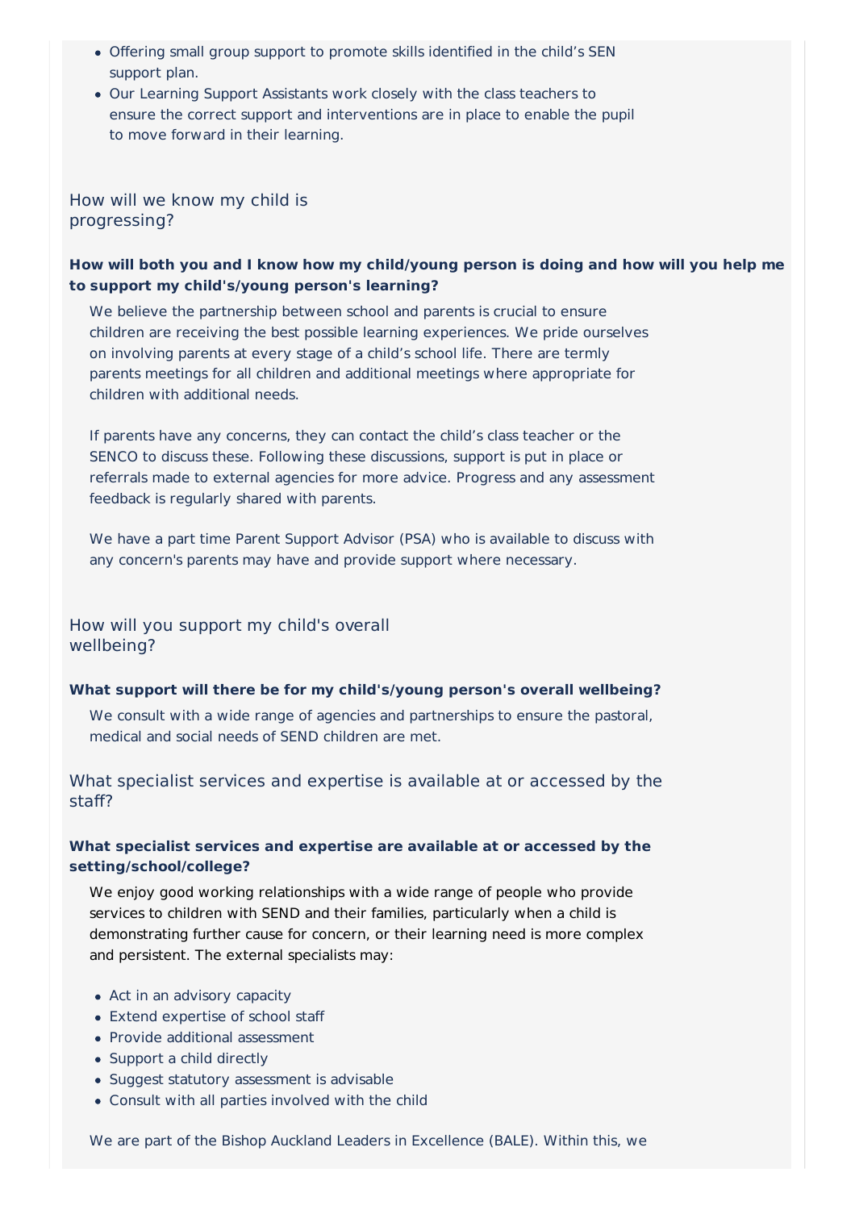- Offering small group support to promote skills identified in the child's SEN support plan.
- Our Learning Support Assistants work closely with the class teachers to ensure the correct support and interventions are in place to enable the pupil to move forward in their learning.

## How will we know my child is progressing?

**How will both you and I know how my child/young person is doing and how will you help me to support my child's/young person's learning?**

We believe the partnership between school and parents is crucial to ensure children are receiving the best possible learning experiences. We pride ourselves on involving parents at every stage of a child's school life. There are termly parents meetings for all children and additional meetings where appropriate for children with additional needs.

If parents have any concerns, they can contact the child's class teacher or the SENCO to discuss these. Following these discussions, support is put in place or referrals made to external agencies for more advice. Progress and any assessment feedback is regularly shared with parents.

We have a part time Parent Support Advisor (PSA) who is available to discuss with any concern's parents may have and provide support where necessary.

## How will you support my child's overall wellbeing?

**What support will there be for my child's/young person's overall wellbeing?**

We consult with a wide range of agencies and partnerships to ensure the pastoral, medical and social needs of SEND children are met.

## What specialist services and expertise is available at or accessed by the staff?

**What specialist services and expertise are available at or accessed by the setting/school/college?**

We enjoy good working relationships with a wide range of people who provide services to children with SEND and their families, particularly when a child is demonstrating further cause for concern, or their learning need is more complex and persistent. The external specialists may:

- Act in an advisory capacity
- Extend expertise of school staff
- Provide additional assessment
- Support a child directly
- Suggest statutory assessment is advisable
- Consult with all parties involved with the child

We are part of the Bishop Auckland Leaders in Excellence (BALE). Within this, we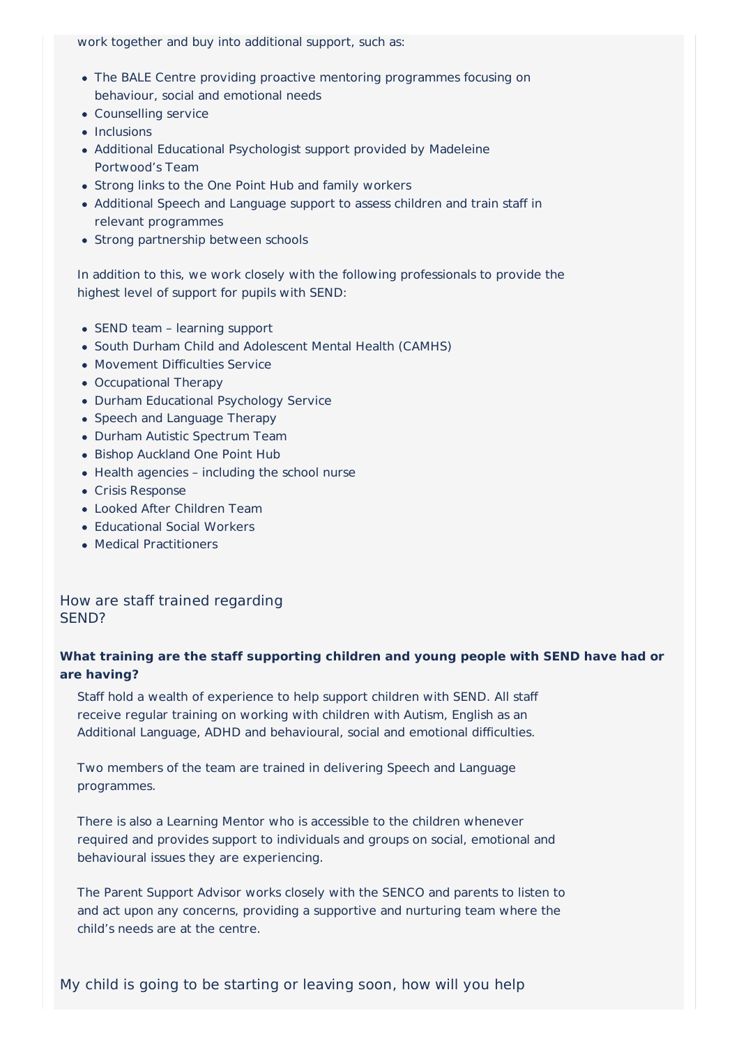work together and buy into additional support, such as:

- The BALE Centre providing proactive mentoring programmes focusing on behaviour, social and emotional needs
- Counselling service
- Inclusions
- Additional Educational Psychologist support provided by Madeleine Portwood's Team
- Strong links to the One Point Hub and family workers
- Additional Speech and Language support to assess children and train staff in relevant programmes
- Strong partnership between schools

In addition to this, we work closely with the following professionals to provide the highest level of support for pupils with SEND:

- SEND team – learning support
- South Durham Child and Adolescent Mental Health (CAMHS)
- Movement Difficulties Service
- Occupational Therapy
- Durham Educational Psychology Service
- Speech and Language Therapy
- Durham Autistic Spectrum Team
- Bishop Auckland One Point Hub
- Health agencies – including the school nurse
- Crisis Response
- Looked After Children Team
- Educational Social Workers
- Medical Practitioners

## How are staff trained regarding SEND?

**What training are the staff supporting children and young people with SEND have had or are having?**

Staff hold a wealth of experience to help support children with SEND. All staff receive regular training on working with children with Autism, English as an Additional Language, ADHD and behavioural, social and emotional difficulties.

Two members of the team are trained in delivering Speech and Language programmes.

There is also a Learning Mentor who is accessible to the children whenever required and provides support to individuals and groups on social, emotional and behavioural issues they are experiencing.

The Parent Support Advisor works closely with the SENCO and parents to listen to and act upon any concerns, providing a supportive and nurturing team where the child's needs are at the centre.

## My child is going to be starting or leaving soon, how will you help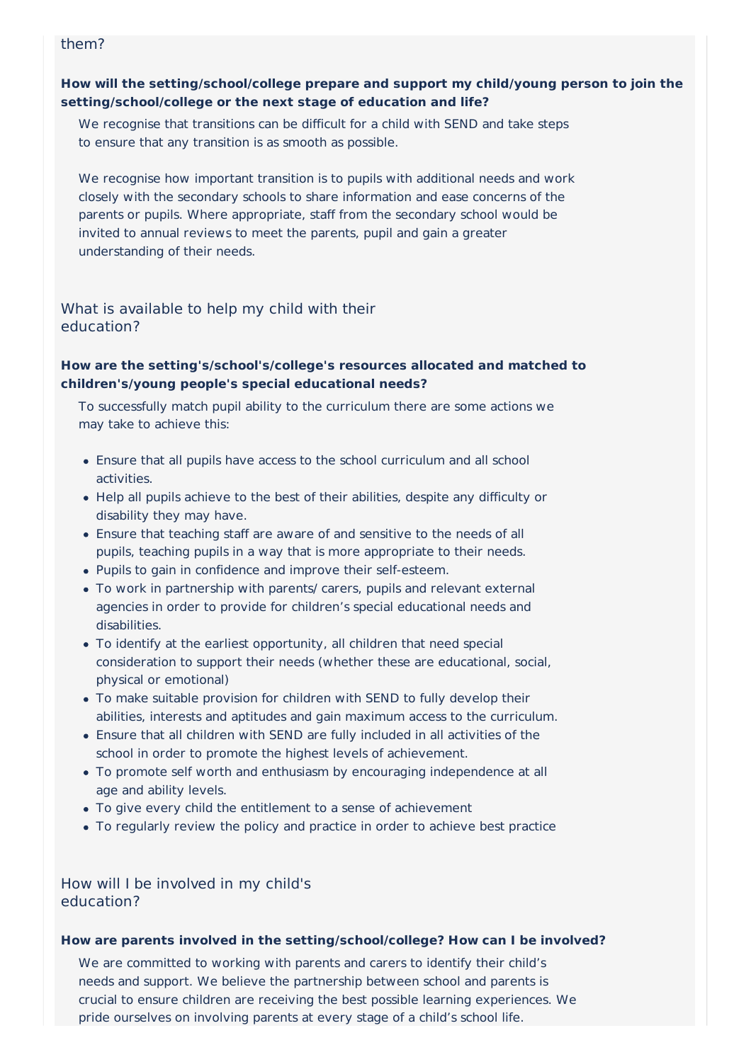them?

**How will the setting/school/college prepare and support my child/young person to join the setting/school/college or the next stage of education and life?**

We recognise that transitions can be difficult for a child with SEND and take steps to ensure that any transition is as smooth as possible.

We recognise how important transition is to pupils with additional needs and work closely with the secondary schools to share information and ease concerns of the parents or pupils. Where appropriate, staff from the secondary school would be invited to annual reviews to meet the parents, pupil and gain a greater understanding of their needs.

## What is available to help my child with their education?

**How are the setting's/school's/college's resources allocated and matched to children's/young people's special educational needs?**

To successfully match pupil ability to the curriculum there are some actions we may take to achieve this:

- Ensure that all pupils have access to the school curriculum and all school activities.
- Help all pupils achieve to the best of their abilities, despite any difficulty or disability they may have.
- Ensure that teaching staff are aware of and sensitive to the needs of all pupils, teaching pupils in a way that is more appropriate to their needs.
- Pupils to gain in confidence and improve their self-esteem.
- To work in partnership with parents/ carers, pupils and relevant external agencies in order to provide for children's special educational needs and disabilities.
- To identify at the earliest opportunity, all children that need special consideration to support their needs (whether these are educational, social, physical or emotional)
- To make suitable provision for children with SEND to fully develop their abilities, interests and aptitudes and gain maximum access to the curriculum.
- Ensure that all children with SEND are fully included in all activities of the school in order to promote the highest levels of achievement.
- To promote self worth and enthusiasm by encouraging independence at all age and ability levels.
- To give every child the entitlement to a sense of achievement
- To regularly review the policy and practice in order to achieve best practice

## How will I be involved in my child's education?

**How are parents involved in the setting/school/college? How can I be involved?**

We are committed to working with parents and carers to identify their child's needs and support. We believe the partnership between school and parents is crucial to ensure children are receiving the best possible learning experiences. We pride ourselves on involving parents at every stage of a child's school life.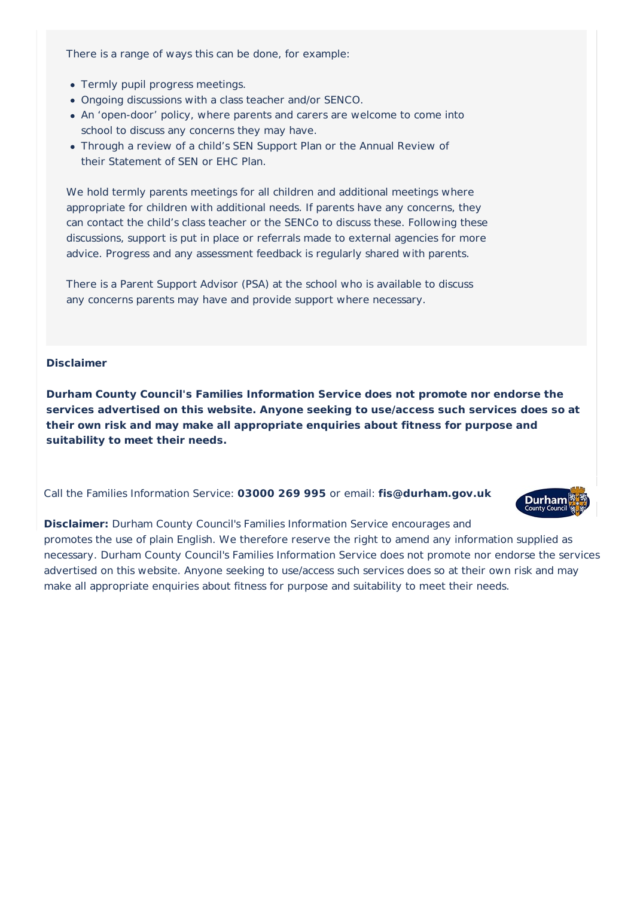There is a range of ways this can be done, for example:

- Termly pupil progress meetings.
- Ongoing discussions with a class teacher and/or SENCO.
- An 'open-door' policy, where parents and carers are welcome to come into school to discuss any concerns they may have.
- Through a review of a child's SEN Support Plan or the Annual Review of their Statement of SEN or EHC Plan.

We hold termly parents meetings for all children and additional meetings where appropriate for children with additional needs. If parents have any concerns, they can contact the child's class teacher or the SENCo to discuss these. Following these discussions, support is put in place or referrals made to external agencies for more advice. Progress and any assessment feedback is regularly shared with parents.

There is a Parent Support Advisor (PSA) at the school who is available to discuss any concerns parents may have and provide support where necessary.

**Disclaimer**

**Durham County Council's Families Information Service does not promote nor endorse the services advertised on this website. Anyone seeking to use/access such services does so at their own risk and may make all appropriate enquiries about fitness for purpose and suitability to meet their needs.**

Call the Families Information Service: **03000 269 995** or email: **fis@durham.gov.uk**

**Disclaimer:** Durham County Council's Families Information Service encourages and promotes the use of plain English. We therefore reserve the right to amend any information supplied as necessary. Durham County Council's Families Information Service does not promote nor endorse the services advertised on this website. Anyone seeking to use/access such services does so at their own risk and may make all appropriate enquiries about fitness for purpose and suitability to meet their needs.